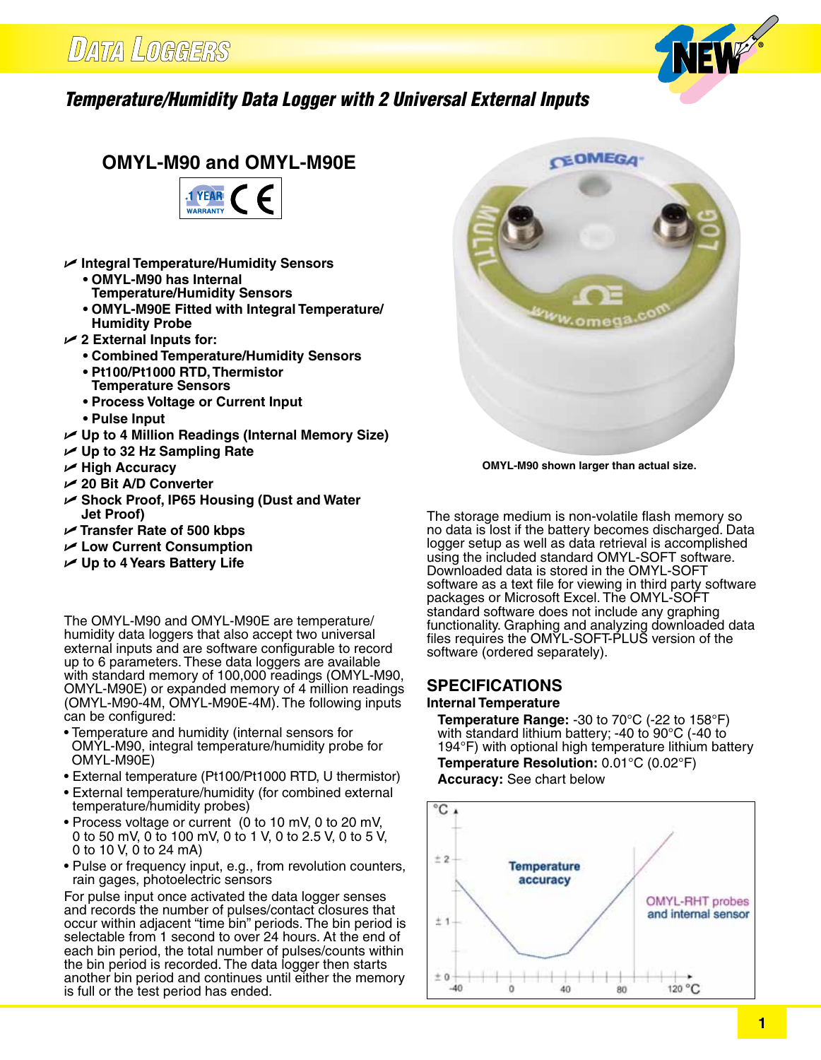# Data Loggers

## *Temperature/Humidity Data Logger with 2 Universal External Inputs*

## OMYL-M90 and OMYL-M90E

1 YEAR WARRANTY CE

- **Integral Temperature/Humidity Sensors**
  - **OMYL-M90 has Internal Temperature/Humidity Sensors**
  - **OMYL-M90E Fitted with Integral Temperature/ Humidity Probe**
- **2 External Inputs for:**
  - **Combined Temperature/Humidity Sensors**
  - **Pt100/Pt1000 RTD, Thermistor Temperature Sensors**
  - **Process Voltage or Current Input**
  - **Pulse Input**
- **Up to 4 Million Readings (Internal Memory Size)**
- **Up to 32 Hz Sampling Rate**
- **High Accuracy**
- **20 Bit A/D Converter**
- **Shock Proof, IP65 Housing (Dust and Water Jet Proof)**
- **Transfer Rate of 500 kbps**
- **Low Current Consumption**
- **Up to 4 Years Battery Life**

**OMYL-M90 shown larger than actual size.**

The OMYL-M90 and OMYL-M90E are temperature/ humidity data loggers that also accept two universal external inputs and are software configurable to record up to 6 parameters. These data loggers are available with standard memory of 100,000 readings (OMYL-M90, OMYL-M90E) or expanded memory of 4 million readings (OMYL-M90-4M, OMYL-M90E-4M). The following inputs can be configured:

- Temperature and humidity (internal sensors for OMYL-M90, integral temperature/humidity probe for OMYL-M90E)
- External temperature (Pt100/Pt1000 RTD, U thermistor)
- External temperature/humidity (for combined external temperature/humidity probes)
- Process voltage or current (0 to 10 mV, 0 to 20 mV, 0 to 50 mV, 0 to 100 mV, 0 to 1 V, 0 to 2.5 V, 0 to 5 V, 0 to 10 V, 0 to 24 mA)
- Pulse or frequency input, e.g., from revolution counters, rain gages, photoelectric sensors

For pulse input once activated the data logger senses and records the number of pulses/contact closures that occur within adjacent "time bin" periods. The bin period is selectable from 1 second to over 24 hours. At the end of each bin period, the total number of pulses/counts within the bin period is recorded. The data logger then starts another bin period and continues until either the memory is full or the test period has ended.

The storage medium is non-volatile flash memory so no data is lost if the battery becomes discharged. Data logger setup as well as data retrieval is accomplished using the included standard OMYL-SOFT software. Downloaded data is stored in the OMYL-SOFT software as a text file for viewing in third party software packages or Microsoft Excel. The OMYL-SOFT standard software does not include any graphing functionality. Graphing and analyzing downloaded data files requires the OMYL-SOFT-PLUS version of the software (ordered separately).

## SPECIFICATIONS

**Internal Temperature**

**Temperature Range:** -30 to 70°C (-22 to 158°F) with standard lithium battery; -40 to 90°C (-40 to 194°F) with optional high temperature lithium battery

**Temperature Resolution:** 0.01°C (0.02°F)

**Accuracy:** See chart below

Temperature accuracy — OMYL-RHT probes and internal sensor (°C vs. °C, -40 to 120 °C)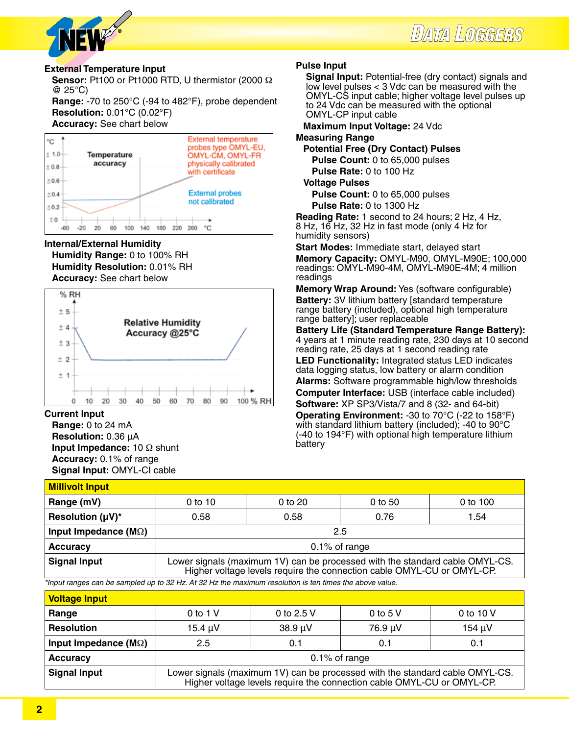### External Temperature Input

**Sensor:** Pt100 or Pt1000 RTD, U thermistor (2000 Ω @ 25°C)
**Range:** -70 to 250°C (-94 to 482°F), probe dependent
**Resolution:** 0.01°C (0.02°F)
**Accuracy:** See chart below

### Internal/External Humidity

**Humidity Range:** 0 to 100% RH
**Humidity Resolution:** 0.01% RH
**Accuracy:** See chart below

### Current Input

**Range:** 0 to 24 mA
**Resolution:** 0.36 µA
**Input Impedance:** 10 Ω shunt
**Accuracy:** 0.1% of range
**Signal Input:** OMYL-CI cable

### Pulse Input

**Signal Input:** Potential-free (dry contact) signals and low level pulses < 3 Vdc can be measured with the OMYL-CS input cable; higher voltage level pulses up to 24 Vdc can be measured with the optional OMYL-CP input cable
**Maximum Input Voltage:** 24 Vdc

**Measuring Range**

**Potential Free (Dry Contact) Pulses**
**Pulse Count:** 0 to 65,000 pulses
**Pulse Rate:** 0 to 100 Hz

**Voltage Pulses**
**Pulse Count:** 0 to 65,000 pulses
**Pulse Rate:** 0 to 1300 Hz

**Reading Rate:** 1 second to 24 hours; 2 Hz, 4 Hz, 8 Hz, 16 Hz, 32 Hz in fast mode (only 4 Hz for humidity sensors)
**Start Modes:** Immediate start, delayed start
**Memory Capacity:** OMYL-M90, OMYL-M90E; 100,000 readings: OMYL-M90-4M, OMYL-M90E-4M; 4 million readings
**Memory Wrap Around:** Yes (software configurable)
**Battery:** 3V lithium battery [standard temperature range battery (included), optional high temperature range battery]; user replaceable
**Battery Life (Standard Temperature Range Battery):** 4 years at 1 minute reading rate, 230 days at 10 second reading rate, 25 days at 1 second reading rate
**LED Functionality:** Integrated status LED indicates data logging status, low battery or alarm condition
**Alarms:** Software programmable high/low thresholds
**Computer Interface:** USB (interface cable included)
**Software:** XP SP3/Vista/7 and 8 (32- and 64-bit)
**Operating Environment:** -30 to 70°C (-22 to 158°F) with standard lithium battery (included); -40 to 90°C (-40 to 194°F) with optional high temperature lithium battery

| Millivolt Input | | | | |
|---|---|---|---|---|
| **Range (mV)** | 0 to 10 | 0 to 20 | 0 to 50 | 0 to 100 |
| **Resolution (µV)*** | 0.58 | 0.58 | 0.76 | 1.54 |
| **Input Impedance (MΩ)** | 2.5 | | | |
| **Accuracy** | 0.1% of range | | | |
| **Signal Input** | Lower signals (maximum 1V) can be processed with the standard cable OMYL-CS. Higher voltage levels require the connection cable OMYL-CU or OMYL-CP. | | | |

*Input ranges can be sampled up to 32 Hz. At 32 Hz the maximum resolution is ten times the above value.*

| Voltage Input | | | | |
|---|---|---|---|---|
| **Range** | 0 to 1 V | 0 to 2.5 V | 0 to 5 V | 0 to 10 V |
| **Resolution** | 15.4 µV | 38.9 µV | 76.9 µV | 154 µV |
| **Input Impedance (MΩ)** | 2.5 | 0.1 | 0.1 | 0.1 |
| **Accuracy** | 0.1% of range | | | |
| **Signal Input** | Lower signals (maximum 1V) can be processed with the standard cable OMYL-CS. Higher voltage levels require the connection cable OMYL-CU or OMYL-CP. | | | |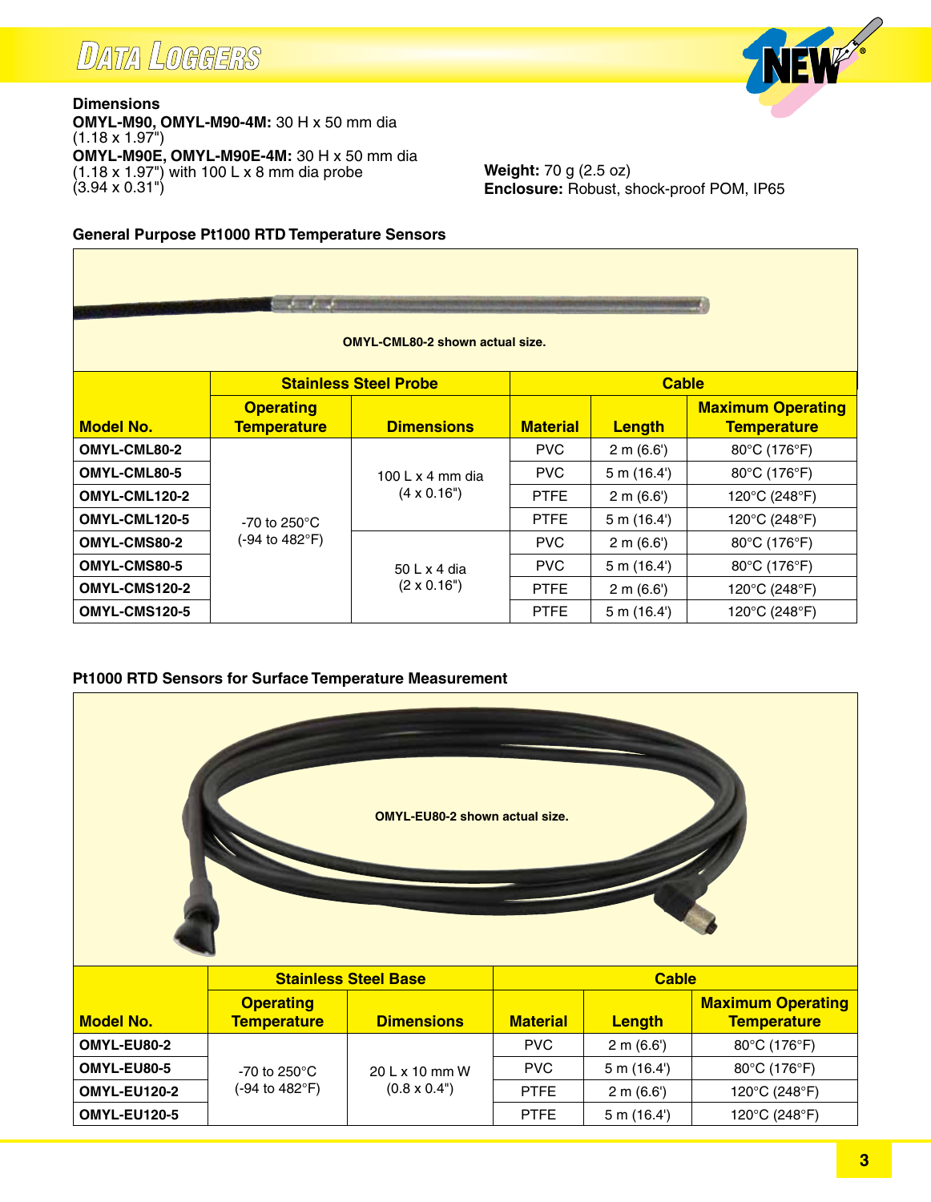**Dimensions**
**OMYL-M90, OMYL-M90-4M:** 30 H x 50 mm dia (1.18 x 1.97")
**OMYL-M90E, OMYL-M90E-4M:** 30 H x 50 mm dia (1.18 x 1.97") with 100 L x 8 mm dia probe (3.94 x 0.31")

**Weight:** 70 g (2.5 oz)
**Enclosure:** Robust, shock-proof POM, IP65

### General Purpose Pt1000 RTD Temperature Sensors

OMYL-CML80-2 shown actual size.

| Model No. | Stainless Steel Probe | | Cable | | |
|---|---|---|---|---|---|
| | Operating Temperature | Dimensions | Material | Length | Maximum Operating Temperature |
| OMYL-CML80-2 | -70 to 250°C (-94 to 482°F) | 100 L x 4 mm dia (4 x 0.16") | PVC | 2 m (6.6') | 80°C (176°F) |
| OMYL-CML80-5 | | | PVC | 5 m (16.4') | 80°C (176°F) |
| OMYL-CML120-2 | | | PTFE | 2 m (6.6') | 120°C (248°F) |
| OMYL-CML120-5 | | | PTFE | 5 m (16.4') | 120°C (248°F) |
| OMYL-CMS80-2 | | 50 L x 4 dia (2 x 0.16") | PVC | 2 m (6.6') | 80°C (176°F) |
| OMYL-CMS80-5 | | | PVC | 5 m (16.4') | 80°C (176°F) |
| OMYL-CMS120-2 | | | PTFE | 2 m (6.6') | 120°C (248°F) |
| OMYL-CMS120-5 | | | PTFE | 5 m (16.4') | 120°C (248°F) |

### Pt1000 RTD Sensors for Surface Temperature Measurement

OMYL-EU80-2 shown actual size.

| Model No. | Stainless Steel Base | | Cable | | |
|---|---|---|---|---|---|
| | Operating Temperature | Dimensions | Material | Length | Maximum Operating Temperature |
| OMYL-EU80-2 | -70 to 250°C (-94 to 482°F) | 20 L x 10 mm W (0.8 x 0.4") | PVC | 2 m (6.6') | 80°C (176°F) |
| OMYL-EU80-5 | | | PVC | 5 m (16.4') | 80°C (176°F) |
| OMYL-EU120-2 | | | PTFE | 2 m (6.6') | 120°C (248°F) |
| OMYL-EU120-5 | | | PTFE | 5 m (16.4') | 120°C (248°F) |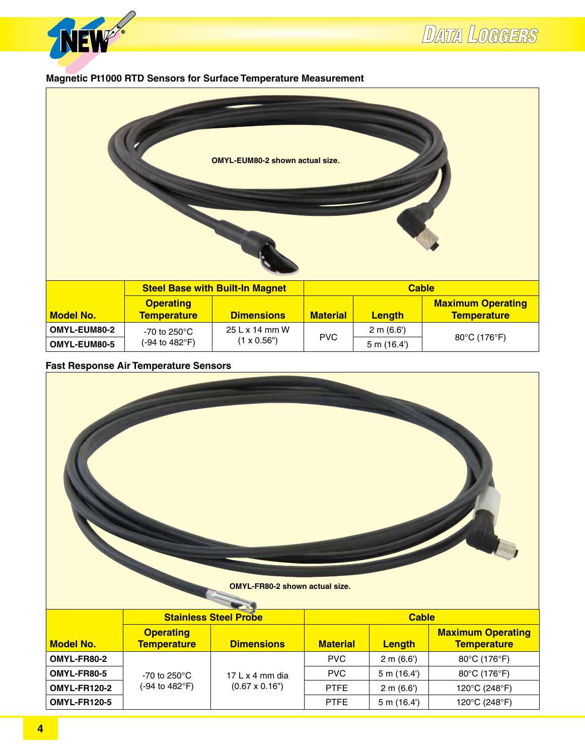## Magnetic Pt1000 RTD Sensors for Surface Temperature Measurement

OMYL-EUM80-2 shown actual size.

| Model No. | Steel Base with Built-In Magnet | | Cable | | |
|---|---|---|---|---|---|
| | Operating Temperature | Dimensions | Material | Length | Maximum Operating Temperature |
| OMYL-EUM80-2 | -70 to 250°C (-94 to 482°F) | 25 L x 14 mm W (1 x 0.56") | PVC | 2 m (6.6') | 80°C (176°F) |
| OMYL-EUM80-5 | | | | 5 m (16.4') | |

## Fast Response Air Temperature Sensors

OMYL-FR80-2 shown actual size.

| Model No. | Stainless Steel Probe | | Cable | | |
|---|---|---|---|---|---|
| | Operating Temperature | Dimensions | Material | Length | Maximum Operating Temperature |
| OMYL-FR80-2 | -70 to 250°C (-94 to 482°F) | 17 L x 4 mm dia (0.67 x 0.16") | PVC | 2 m (6.6') | 80°C (176°F) |
| OMYL-FR80-5 | | | PVC | 5 m (16.4') | 80°C (176°F) |
| OMYL-FR120-2 | | | PTFE | 2 m (6.6') | 120°C (248°F) |
| OMYL-FR120-5 | | | PTFE | 5 m (16.4') | 120°C (248°F) |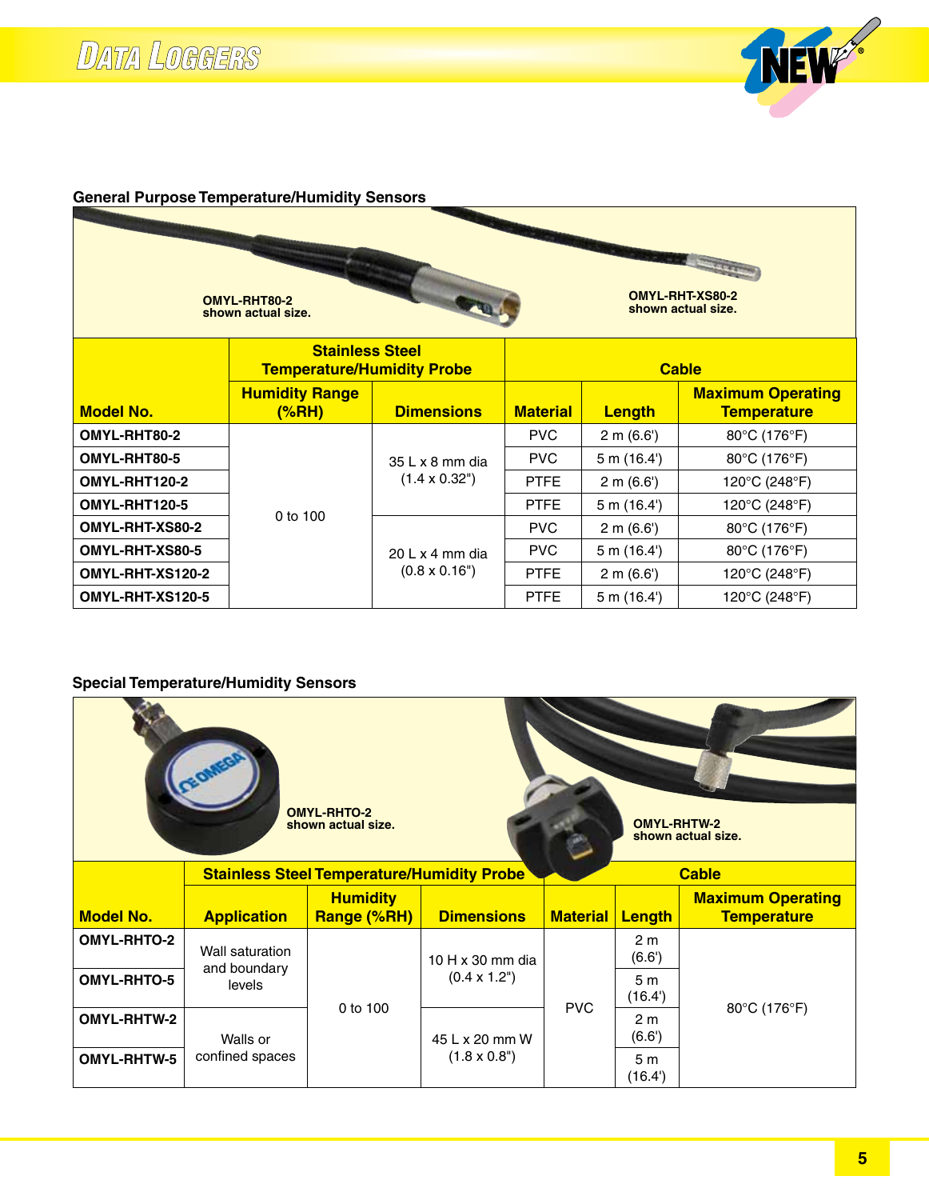## General Purpose Temperature/Humidity Sensors

OMYL-RHT80-2
shown actual size.

OMYL-RHT-XS80-2
shown actual size.

| Model No. | Stainless Steel Temperature/Humidity Probe | | Cable | | |
|---|---|---|---|---|---|
| | Humidity Range (%RH) | Dimensions | Material | Length | Maximum Operating Temperature |
| OMYL-RHT80-2 | 0 to 100 | 35 L x 8 mm dia (1.4 x 0.32") | PVC | 2 m (6.6') | 80°C (176°F) |
| OMYL-RHT80-5 | 0 to 100 | 35 L x 8 mm dia (1.4 x 0.32") | PVC | 5 m (16.4') | 80°C (176°F) |
| OMYL-RHT120-2 | 0 to 100 | 35 L x 8 mm dia (1.4 x 0.32") | PTFE | 2 m (6.6') | 120°C (248°F) |
| OMYL-RHT120-5 | 0 to 100 | 35 L x 8 mm dia (1.4 x 0.32") | PTFE | 5 m (16.4') | 120°C (248°F) |
| OMYL-RHT-XS80-2 | 0 to 100 | 20 L x 4 mm dia (0.8 x 0.16") | PVC | 2 m (6.6') | 80°C (176°F) |
| OMYL-RHT-XS80-5 | 0 to 100 | 20 L x 4 mm dia (0.8 x 0.16") | PVC | 5 m (16.4') | 80°C (176°F) |
| OMYL-RHT-XS120-2 | 0 to 100 | 20 L x 4 mm dia (0.8 x 0.16") | PTFE | 2 m (6.6') | 120°C (248°F) |
| OMYL-RHT-XS120-5 | 0 to 100 | 20 L x 4 mm dia (0.8 x 0.16") | PTFE | 5 m (16.4') | 120°C (248°F) |

## Special Temperature/Humidity Sensors

OMYL-RHTO-2
shown actual size.

OMYL-RHTW-2
shown actual size.

| Model No. | Stainless Steel Temperature/Humidity Probe | | | Cable | | |
|---|---|---|---|---|---|---|
| | Application | Humidity Range (%RH) | Dimensions | Material | Length | Maximum Operating Temperature |
| OMYL-RHTO-2 | Wall saturation and boundary levels | 0 to 100 | 10 H x 30 mm dia (0.4 x 1.2") | PVC | 2 m (6.6') | 80°C (176°F) |
| OMYL-RHTO-5 | Wall saturation and boundary levels | 0 to 100 | 10 H x 30 mm dia (0.4 x 1.2") | PVC | 5 m (16.4') | 80°C (176°F) |
| OMYL-RHTW-2 | Walls or confined spaces | 0 to 100 | 45 L x 20 mm W (1.8 x 0.8") | PVC | 2 m (6.6') | 80°C (176°F) |
| OMYL-RHTW-5 | Walls or confined spaces | 0 to 100 | 45 L x 20 mm W (1.8 x 0.8") | PVC | 5 m (16.4') | 80°C (176°F) |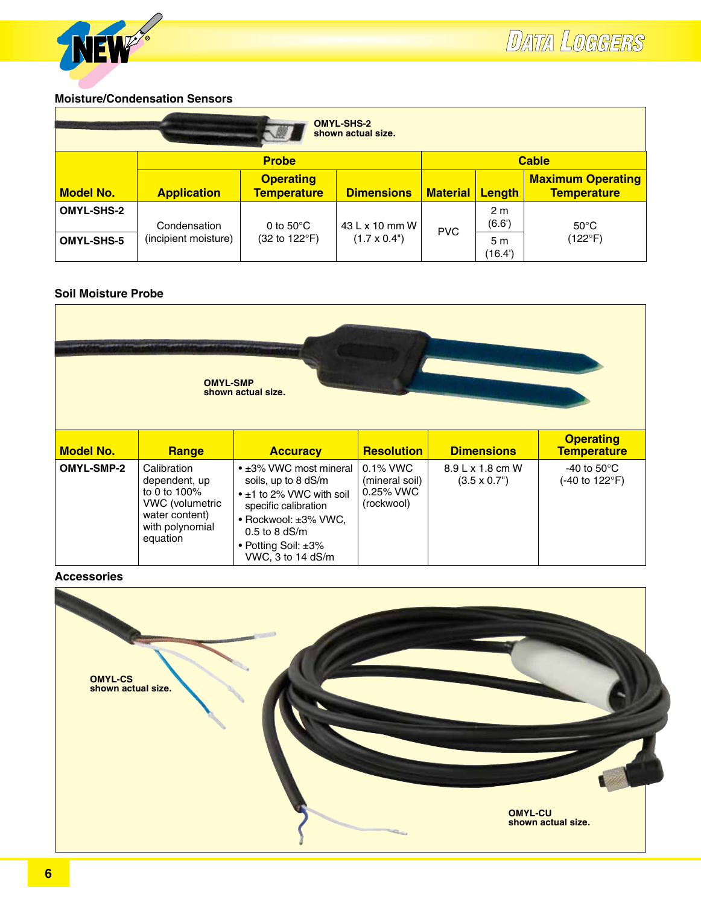## Moisture/Condensation Sensors

OMYL-SHS-2 shown actual size.

| Model No. | Probe | | | Cable | | |
|---|---|---|---|---|---|---|
| | Application | Operating Temperature | Dimensions | Material | Length | Maximum Operating Temperature |
| OMYL-SHS-2 | Condensation (incipient moisture) | 0 to 50°C (32 to 122°F) | 43 L x 10 mm W (1.7 x 0.4") | PVC | 2 m (6.6') | 50°C (122°F) |
| OMYL-SHS-5 | | | | | 5 m (16.4') | |

## Soil Moisture Probe

OMYL-SMP shown actual size.

| Model No. | Range | Accuracy | Resolution | Dimensions | Operating Temperature |
|---|---|---|---|---|---|
| OMYL-SMP-2 | Calibration dependent, up to 0 to 100% VWC (volumetric water content) with polynomial equation | • ±3% VWC most mineral soils, up to 8 dS/m<br>• ±1 to 2% VWC with soil specific calibration<br>• Rockwool: ±3% VWC, 0.5 to 8 dS/m<br>• Potting Soil: ±3% VWC, 3 to 14 dS/m | 0.1% VWC (mineral soil) 0.25% VWC (rockwool) | 8.9 L x 1.8 cm W (3.5 x 0.7") | -40 to 50°C (-40 to 122°F) |

## Accessories

OMYL-CS shown actual size.

OMYL-CU shown actual size.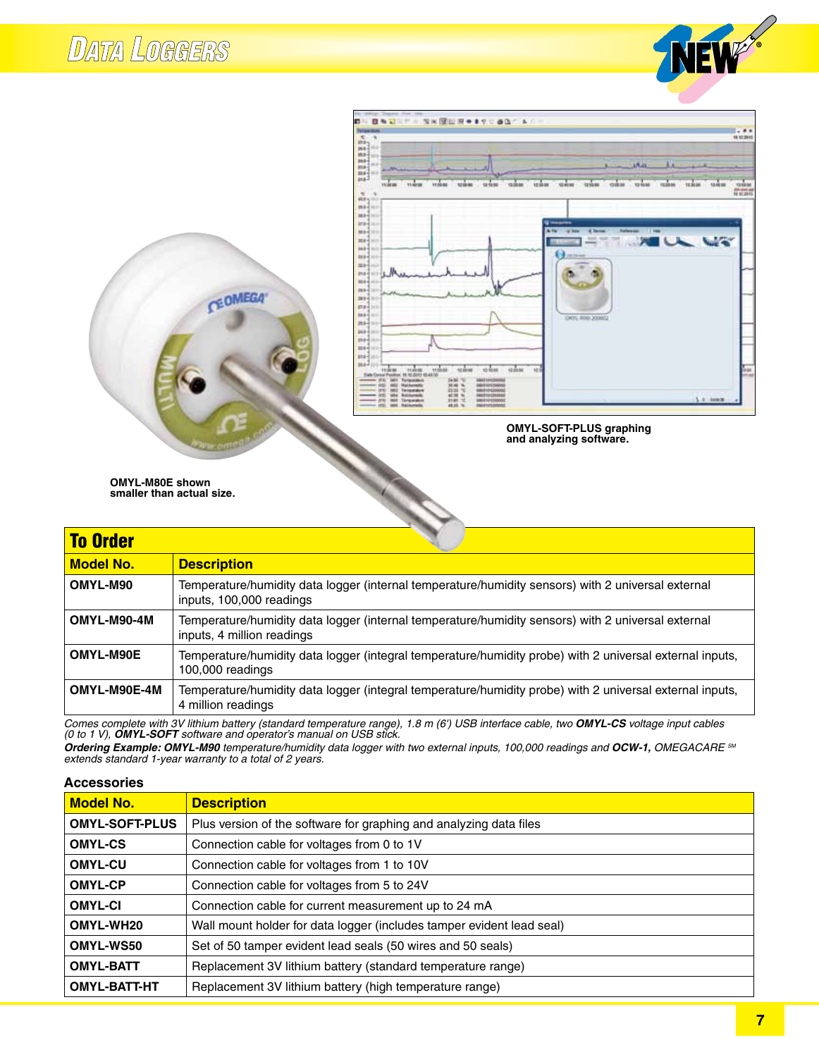# Data Loggers

OMYL-SOFT-PLUS graphing and analyzing software.

OMYL-M80E shown smaller than actual size.

## To Order

| Model No. | Description |
|---|---|
| OMYL-M90 | Temperature/humidity data logger (internal temperature/humidity sensors) with 2 universal external inputs, 100,000 readings |
| OMYL-M90-4M | Temperature/humidity data logger (internal temperature/humidity sensors) with 2 universal external inputs, 4 million readings |
| OMYL-M90E | Temperature/humidity data logger (integral temperature/humidity probe) with 2 universal external inputs, 100,000 readings |
| OMYL-M90E-4M | Temperature/humidity data logger (integral temperature/humidity probe) with 2 universal external inputs, 4 million readings |

*Comes complete with 3V lithium battery (standard temperature range), 1.8 m (6') USB interface cable, two **OMYL-CS** voltage input cables (0 to 1 V), **OMYL-SOFT** software and operator's manual on USB stick.*
***Ordering Example: OMYL-M90** temperature/humidity data logger with two external inputs, 100,000 readings and **OCW-1,** OMEGACARE SM extends standard 1-year warranty to a total of 2 years.*

### Accessories

| Model No. | Description |
|---|---|
| OMYL-SOFT-PLUS | Plus version of the software for graphing and analyzing data files |
| OMYL-CS | Connection cable for voltages from 0 to 1V |
| OMYL-CU | Connection cable for voltages from 1 to 10V |
| OMYL-CP | Connection cable for voltages from 5 to 24V |
| OMYL-CI | Connection cable for current measurement up to 24 mA |
| OMYL-WH20 | Wall mount holder for data logger (includes tamper evident lead seal) |
| OMYL-WS50 | Set of 50 tamper evident lead seals (50 wires and 50 seals) |
| OMYL-BATT | Replacement 3V lithium battery (standard temperature range) |
| OMYL-BATT-HT | Replacement 3V lithium battery (high temperature range) |